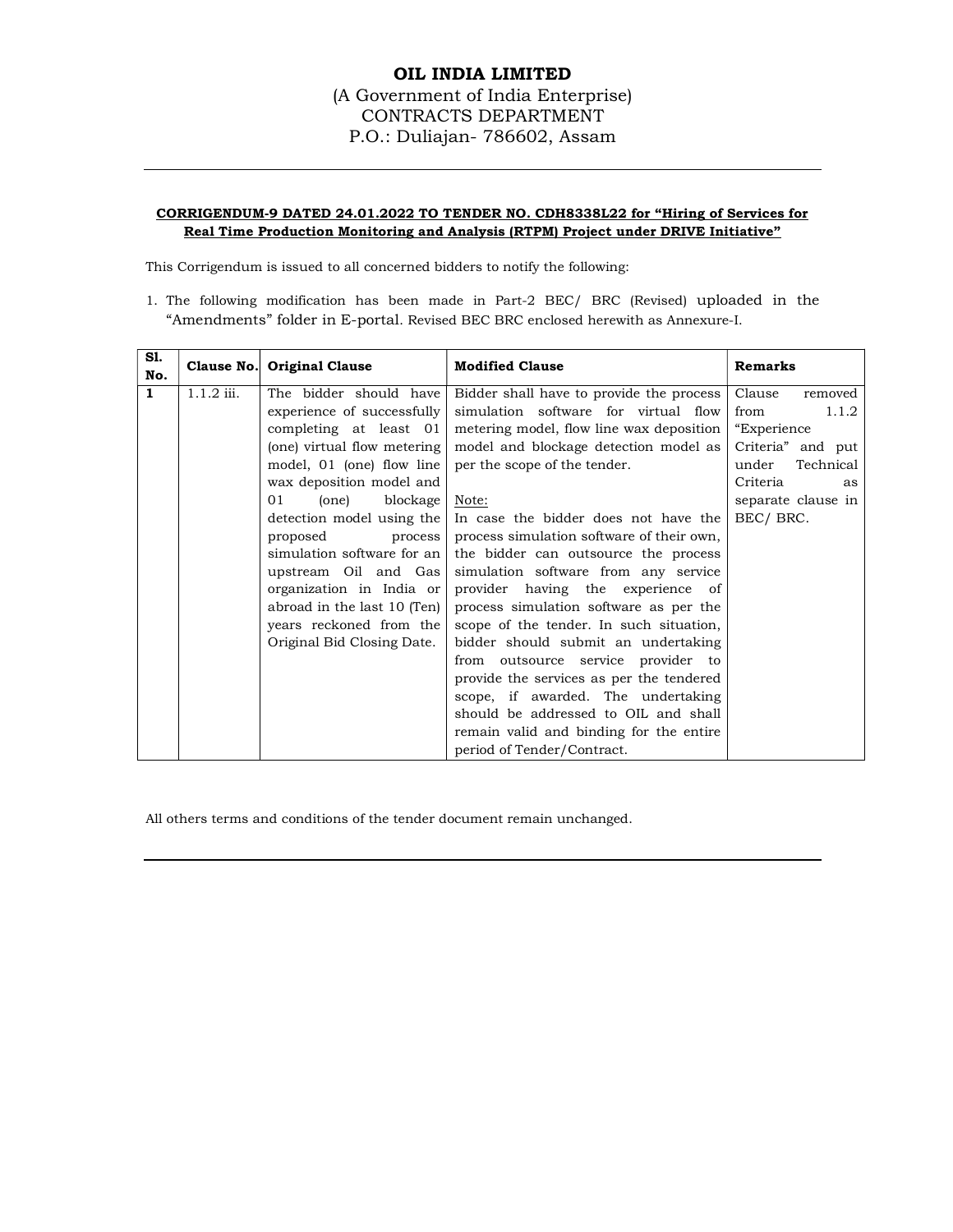# OIL INDIA LIMITED

(A Government of India Enterprise)
CONTRACTS DEPARTMENT
P.O.: Duliajan- 786602, Assam

---

**CORRIGENDUM-9 DATED 24.01.2022 TO TENDER NO. CDH8338L22 for "Hiring of Services for Real Time Production Monitoring and Analysis (RTPM) Project under DRIVE Initiative"**

This Corrigendum is issued to all concerned bidders to notify the following:

1. The following modification has been made in Part-2 BEC/ BRC (Revised) uploaded in the "Amendments" folder in E-portal. Revised BEC BRC enclosed herewith as Annexure-I.

| Sl. No. | Clause No. | Original Clause | Modified Clause | Remarks |
|---|---|---|---|---|
| 1 | 1.1.2 iii. | The bidder should have experience of successfully completing at least 01 (one) virtual flow metering model, 01 (one) flow line wax deposition model and 01 (one) blockage detection model using the proposed process simulation software for an upstream Oil and Gas organization in India or abroad in the last 10 (Ten) years reckoned from the Original Bid Closing Date. | Bidder shall have to provide the process simulation software for virtual flow metering model, flow line wax deposition model and blockage detection model as per the scope of the tender.<br><br>Note:<br>In case the bidder does not have the process simulation software of their own, the bidder can outsource the process simulation software from any service provider having the experience of process simulation software as per the scope of the tender. In such situation, bidder should submit an undertaking from outsource service provider to provide the services as per the tendered scope, if awarded. The undertaking should be addressed to OIL and shall remain valid and binding for the entire period of Tender/Contract. | Clause removed from 1.1.2 "Experience Criteria" and put under Technical Criteria as separate clause in BEC/ BRC. |

All others terms and conditions of the tender document remain unchanged.

---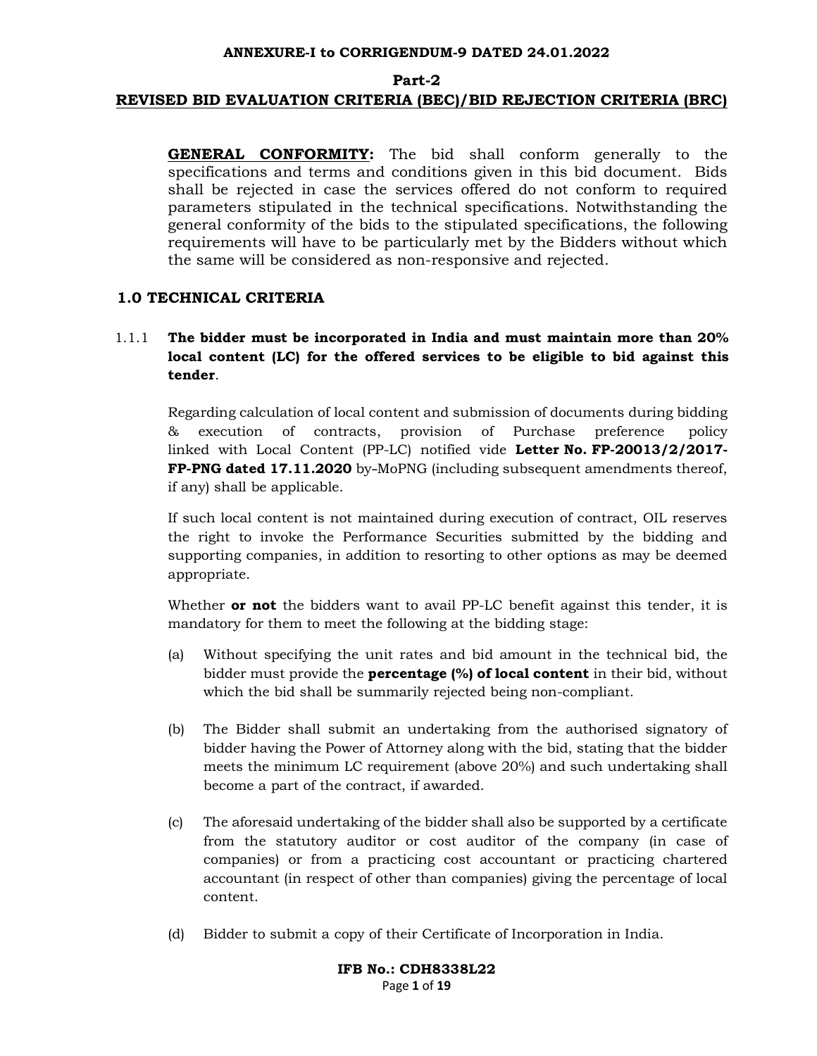**ANNEXURE-I to CORRIGENDUM-9 DATED 24.01.2022**

**Part-2**

**REVISED BID EVALUATION CRITERIA (BEC)/BID REJECTION CRITERIA (BRC)**

**GENERAL CONFORMITY:** The bid shall conform generally to the specifications and terms and conditions given in this bid document. Bids shall be rejected in case the services offered do not conform to required parameters stipulated in the technical specifications. Notwithstanding the general conformity of the bids to the stipulated specifications, the following requirements will have to be particularly met by the Bidders without which the same will be considered as non-responsive and rejected.

## 1.0 TECHNICAL CRITERIA

1.1.1 **The bidder must be incorporated in India and must maintain more than 20% local content (LC) for the offered services to be eligible to bid against this tender**.

Regarding calculation of local content and submission of documents during bidding & execution of contracts, provision of Purchase preference policy linked with Local Content (PP-LC) notified vide **Letter No. FP-20013/2/2017-FP-PNG dated 17.11.2020** by-MoPNG (including subsequent amendments thereof, if any) shall be applicable.

If such local content is not maintained during execution of contract, OIL reserves the right to invoke the Performance Securities submitted by the bidding and supporting companies, in addition to resorting to other options as may be deemed appropriate.

Whether **or not** the bidders want to avail PP-LC benefit against this tender, it is mandatory for them to meet the following at the bidding stage:

(a) Without specifying the unit rates and bid amount in the technical bid, the bidder must provide the **percentage (%) of local content** in their bid, without which the bid shall be summarily rejected being non-compliant.

(b) The Bidder shall submit an undertaking from the authorised signatory of bidder having the Power of Attorney along with the bid, stating that the bidder meets the minimum LC requirement (above 20%) and such undertaking shall become a part of the contract, if awarded.

(c) The aforesaid undertaking of the bidder shall also be supported by a certificate from the statutory auditor or cost auditor of the company (in case of companies) or from a practicing cost accountant or practicing chartered accountant (in respect of other than companies) giving the percentage of local content.

(d) Bidder to submit a copy of their Certificate of Incorporation in India.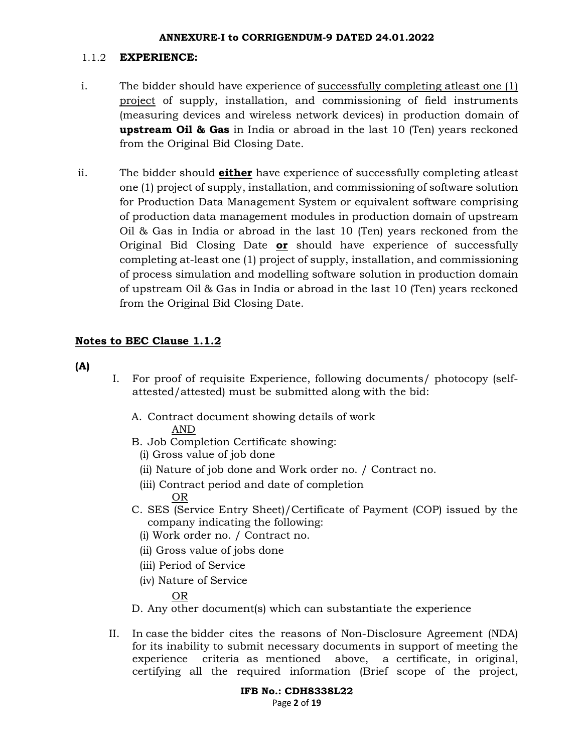### 1.1.2 **EXPERIENCE:**

i. The bidder should have experience of <u>successfully completing atleast one (1) project</u> of supply, installation, and commissioning of field instruments (measuring devices and wireless network devices) in production domain of **upstream Oil & Gas** in India or abroad in the last 10 (Ten) years reckoned from the Original Bid Closing Date.

ii. The bidder should **<u>either</u>** have experience of successfully completing atleast one (1) project of supply, installation, and commissioning of software solution for Production Data Management System or equivalent software comprising of production data management modules in production domain of upstream Oil & Gas in India or abroad in the last 10 (Ten) years reckoned from the Original Bid Closing Date **<u>or</u>** should have experience of successfully completing at-least one (1) project of supply, installation, and commissioning of process simulation and modelling software solution in production domain of upstream Oil & Gas in India or abroad in the last 10 (Ten) years reckoned from the Original Bid Closing Date.

**<u>Notes to BEC Clause 1.1.2</u>**

**(A)**

I. For proof of requisite Experience, following documents/ photocopy (self-attested/attested) must be submitted along with the bid:

A. Contract document showing details of work
<u>AND</u>

B. Job Completion Certificate showing:
(i) Gross value of job done
(ii) Nature of job done and Work order no. / Contract no.
(iii) Contract period and date of completion
<u>OR</u>

C. SES (Service Entry Sheet)/Certificate of Payment (COP) issued by the company indicating the following:
(i) Work order no. / Contract no.
(ii) Gross value of jobs done
(iii) Period of Service
(iv) Nature of Service
<u>OR</u>

D. Any other document(s) which can substantiate the experience

II. In case the bidder cites the reasons of Non-Disclosure Agreement (NDA) for its inability to submit necessary documents in support of meeting the experience criteria as mentioned above, a certificate, in original, certifying all the required information (Brief scope of the project,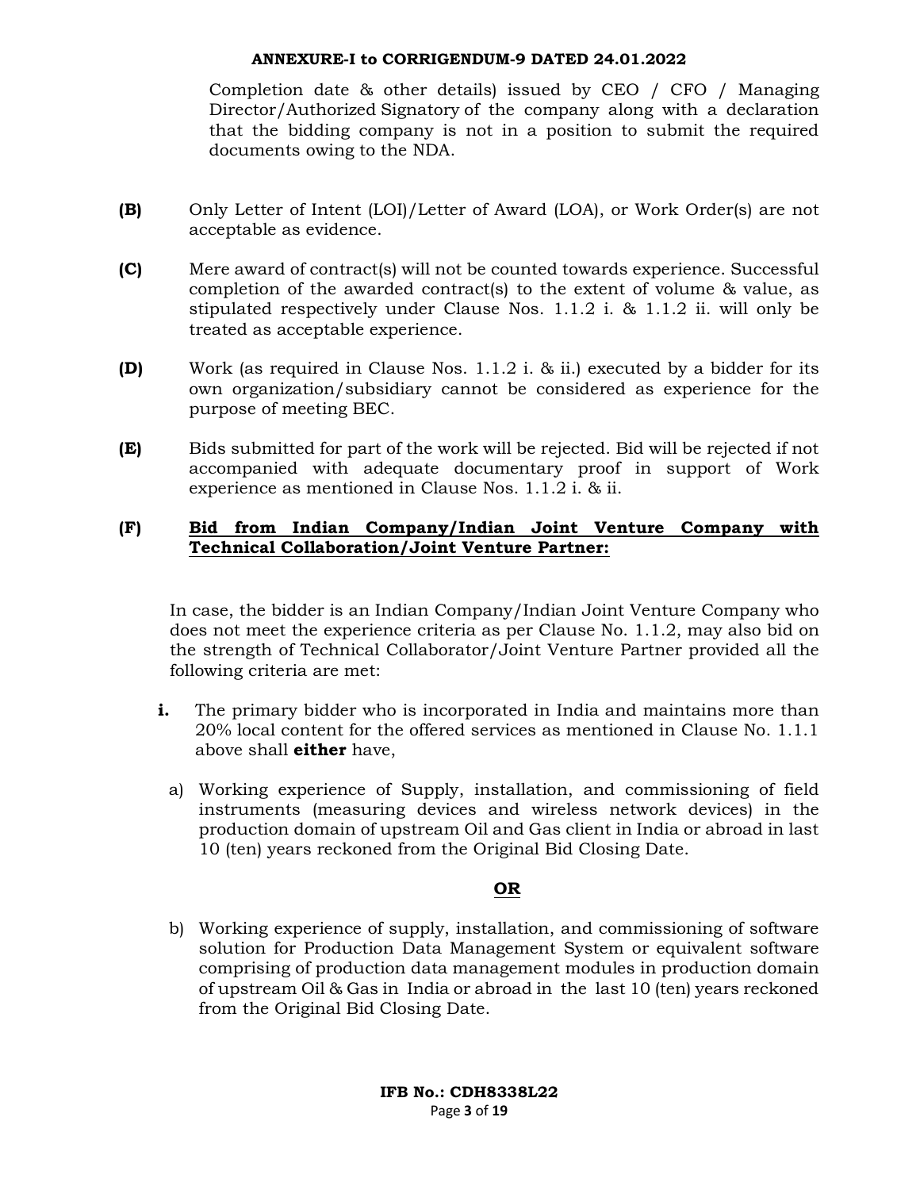Completion date & other details) issued by CEO / CFO / Managing Director/Authorized Signatory of the company along with a declaration that the bidding company is not in a position to submit the required documents owing to the NDA.

**(B)** Only Letter of Intent (LOI)/Letter of Award (LOA), or Work Order(s) are not acceptable as evidence.

**(C)** Mere award of contract(s) will not be counted towards experience. Successful completion of the awarded contract(s) to the extent of volume & value, as stipulated respectively under Clause Nos. 1.1.2 i. & 1.1.2 ii. will only be treated as acceptable experience.

**(D)** Work (as required in Clause Nos. 1.1.2 i. & ii.) executed by a bidder for its own organization/subsidiary cannot be considered as experience for the purpose of meeting BEC.

**(E)** Bids submitted for part of the work will be rejected. Bid will be rejected if not accompanied with adequate documentary proof in support of Work experience as mentioned in Clause Nos. 1.1.2 i. & ii.

**(F)** **<u>Bid from Indian Company/Indian Joint Venture Company with Technical Collaboration/Joint Venture Partner:</u>**

In case, the bidder is an Indian Company/Indian Joint Venture Company who does not meet the experience criteria as per Clause No. 1.1.2, may also bid on the strength of Technical Collaborator/Joint Venture Partner provided all the following criteria are met:

**i.** The primary bidder who is incorporated in India and maintains more than 20% local content for the offered services as mentioned in Clause No. 1.1.1 above shall **either** have,

a) Working experience of Supply, installation, and commissioning of field instruments (measuring devices and wireless network devices) in the production domain of upstream Oil and Gas client in India or abroad in last 10 (ten) years reckoned from the Original Bid Closing Date.

**<u>OR</u>**

b) Working experience of supply, installation, and commissioning of software solution for Production Data Management System or equivalent software comprising of production data management modules in production domain of upstream Oil & Gas in India or abroad in the last 10 (ten) years reckoned from the Original Bid Closing Date.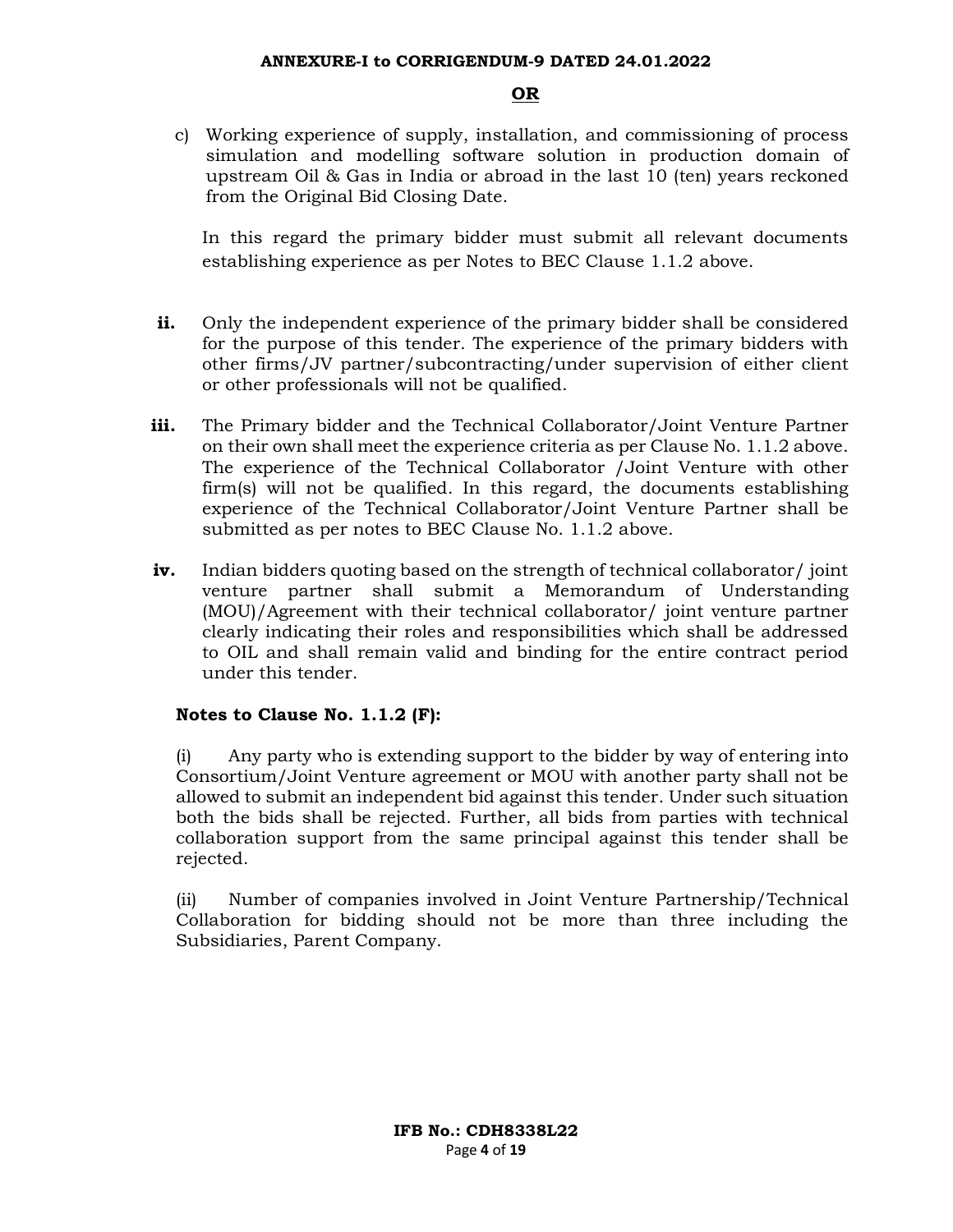**OR**

c) Working experience of supply, installation, and commissioning of process simulation and modelling software solution in production domain of upstream Oil & Gas in India or abroad in the last 10 (ten) years reckoned from the Original Bid Closing Date.

In this regard the primary bidder must submit all relevant documents establishing experience as per Notes to BEC Clause 1.1.2 above.

**ii.** Only the independent experience of the primary bidder shall be considered for the purpose of this tender. The experience of the primary bidders with other firms/JV partner/subcontracting/under supervision of either client or other professionals will not be qualified.

**iii.** The Primary bidder and the Technical Collaborator/Joint Venture Partner on their own shall meet the experience criteria as per Clause No. 1.1.2 above. The experience of the Technical Collaborator /Joint Venture with other firm(s) will not be qualified. In this regard, the documents establishing experience of the Technical Collaborator/Joint Venture Partner shall be submitted as per notes to BEC Clause No. 1.1.2 above.

**iv.** Indian bidders quoting based on the strength of technical collaborator/ joint venture partner shall submit a Memorandum of Understanding (MOU)/Agreement with their technical collaborator/ joint venture partner clearly indicating their roles and responsibilities which shall be addressed to OIL and shall remain valid and binding for the entire contract period under this tender.

**Notes to Clause No. 1.1.2 (F):**

(i) Any party who is extending support to the bidder by way of entering into Consortium/Joint Venture agreement or MOU with another party shall not be allowed to submit an independent bid against this tender. Under such situation both the bids shall be rejected. Further, all bids from parties with technical collaboration support from the same principal against this tender shall be rejected.

(ii) Number of companies involved in Joint Venture Partnership/Technical Collaboration for bidding should not be more than three including the Subsidiaries, Parent Company.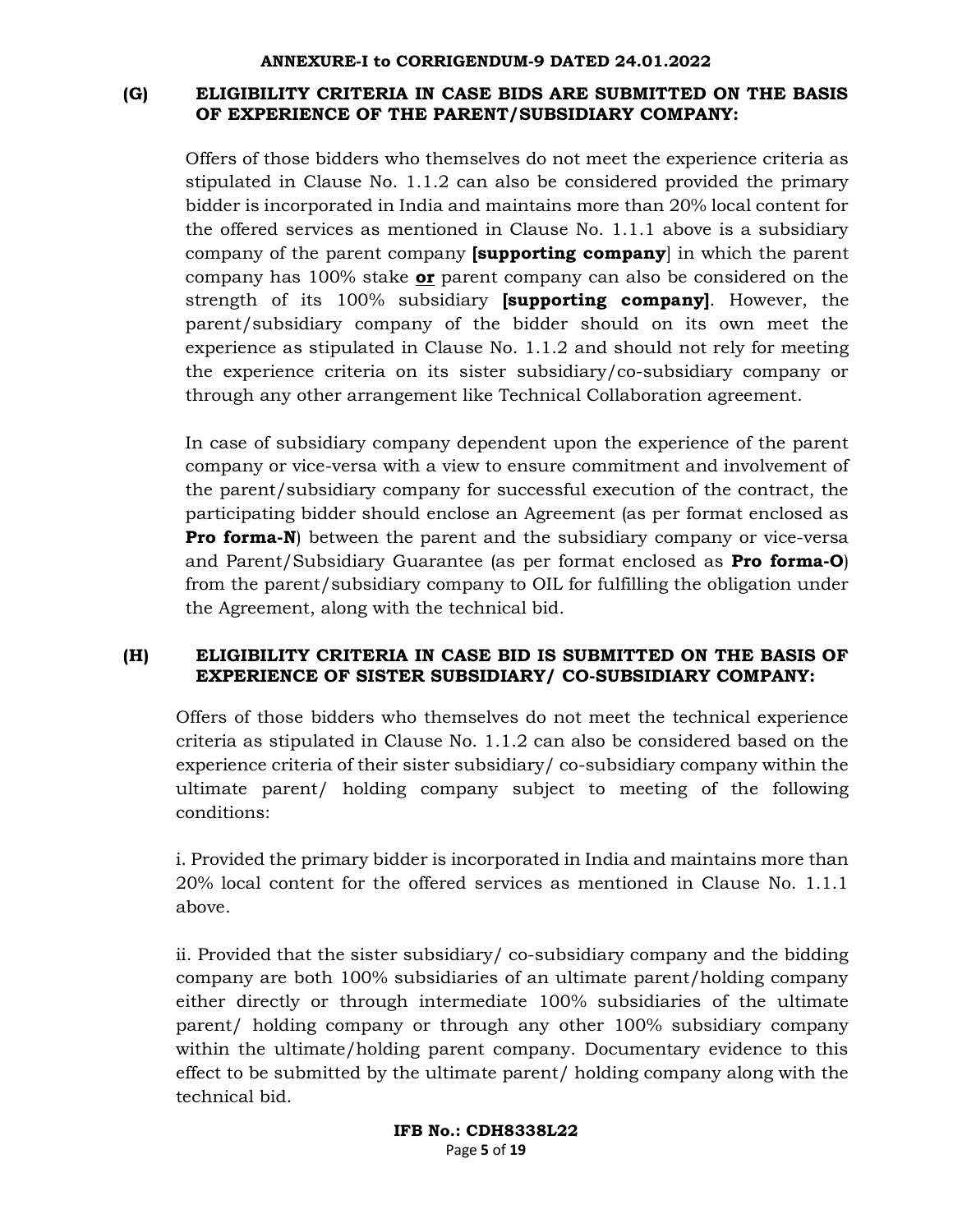**ANNEXURE-I to CORRIGENDUM-9 DATED 24.01.2022**

### (G) ELIGIBILITY CRITERIA IN CASE BIDS ARE SUBMITTED ON THE BASIS OF EXPERIENCE OF THE PARENT/SUBSIDIARY COMPANY:

Offers of those bidders who themselves do not meet the experience criteria as stipulated in Clause No. 1.1.2 can also be considered provided the primary bidder is incorporated in India and maintains more than 20% local content for the offered services as mentioned in Clause No. 1.1.1 above is a subsidiary company of the parent company **[supporting company**] in which the parent company has 100% stake **or** parent company can also be considered on the strength of its 100% subsidiary **[supporting company]**. However, the parent/subsidiary company of the bidder should on its own meet the experience as stipulated in Clause No. 1.1.2 and should not rely for meeting the experience criteria on its sister subsidiary/co-subsidiary company or through any other arrangement like Technical Collaboration agreement.

In case of subsidiary company dependent upon the experience of the parent company or vice-versa with a view to ensure commitment and involvement of the parent/subsidiary company for successful execution of the contract, the participating bidder should enclose an Agreement (as per format enclosed as **Pro forma-N**) between the parent and the subsidiary company or vice-versa and Parent/Subsidiary Guarantee (as per format enclosed as **Pro forma-O**) from the parent/subsidiary company to OIL for fulfilling the obligation under the Agreement, along with the technical bid.

### (H) ELIGIBILITY CRITERIA IN CASE BID IS SUBMITTED ON THE BASIS OF EXPERIENCE OF SISTER SUBSIDIARY/ CO-SUBSIDIARY COMPANY:

Offers of those bidders who themselves do not meet the technical experience criteria as stipulated in Clause No. 1.1.2 can also be considered based on the experience criteria of their sister subsidiary/ co-subsidiary company within the ultimate parent/ holding company subject to meeting of the following conditions:

i. Provided the primary bidder is incorporated in India and maintains more than 20% local content for the offered services as mentioned in Clause No. 1.1.1 above.

ii. Provided that the sister subsidiary/ co-subsidiary company and the bidding company are both 100% subsidiaries of an ultimate parent/holding company either directly or through intermediate 100% subsidiaries of the ultimate parent/ holding company or through any other 100% subsidiary company within the ultimate/holding parent company. Documentary evidence to this effect to be submitted by the ultimate parent/ holding company along with the technical bid.

**IFB No.: CDH8338L22**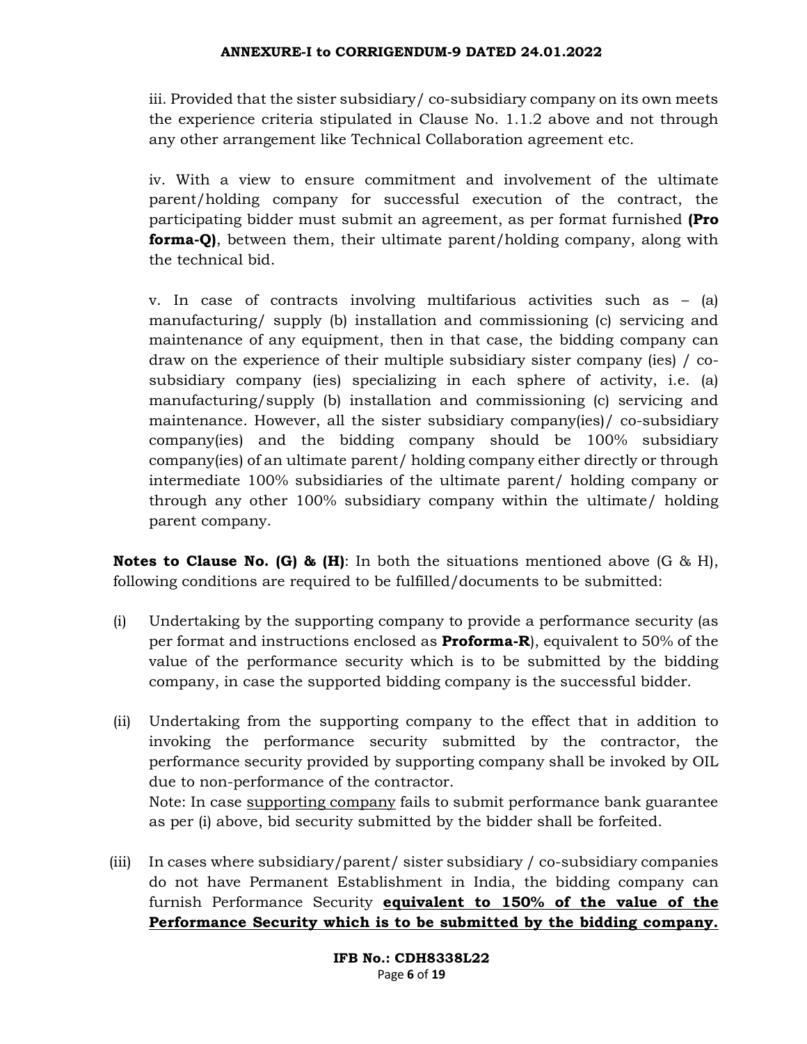iii. Provided that the sister subsidiary/ co-subsidiary company on its own meets the experience criteria stipulated in Clause No. 1.1.2 above and not through any other arrangement like Technical Collaboration agreement etc.

iv. With a view to ensure commitment and involvement of the ultimate parent/holding company for successful execution of the contract, the participating bidder must submit an agreement, as per format furnished **(Pro forma-Q)**, between them, their ultimate parent/holding company, along with the technical bid.

v. In case of contracts involving multifarious activities such as – (a) manufacturing/ supply (b) installation and commissioning (c) servicing and maintenance of any equipment, then in that case, the bidding company can draw on the experience of their multiple subsidiary sister company (ies) / co-subsidiary company (ies) specializing in each sphere of activity, i.e. (a) manufacturing/supply (b) installation and commissioning (c) servicing and maintenance. However, all the sister subsidiary company(ies)/ co-subsidiary company(ies) and the bidding company should be 100% subsidiary company(ies) of an ultimate parent/ holding company either directly or through intermediate 100% subsidiaries of the ultimate parent/ holding company or through any other 100% subsidiary company within the ultimate/ holding parent company.

**Notes to Clause No. (G) & (H)**: In both the situations mentioned above (G & H), following conditions are required to be fulfilled/documents to be submitted:

(i) Undertaking by the supporting company to provide a performance security (as per format and instructions enclosed as **Proforma-R**), equivalent to 50% of the value of the performance security which is to be submitted by the bidding company, in case the supported bidding company is the successful bidder.

(ii) Undertaking from the supporting company to the effect that in addition to invoking the performance security submitted by the contractor, the performance security provided by supporting company shall be invoked by OIL due to non-performance of the contractor.
Note: In case supporting company fails to submit performance bank guarantee as per (i) above, bid security submitted by the bidder shall be forfeited.

(iii) In cases where subsidiary/parent/ sister subsidiary / co-subsidiary companies do not have Permanent Establishment in India, the bidding company can furnish Performance Security **equivalent to 150% of the value of the Performance Security which is to be submitted by the bidding company.**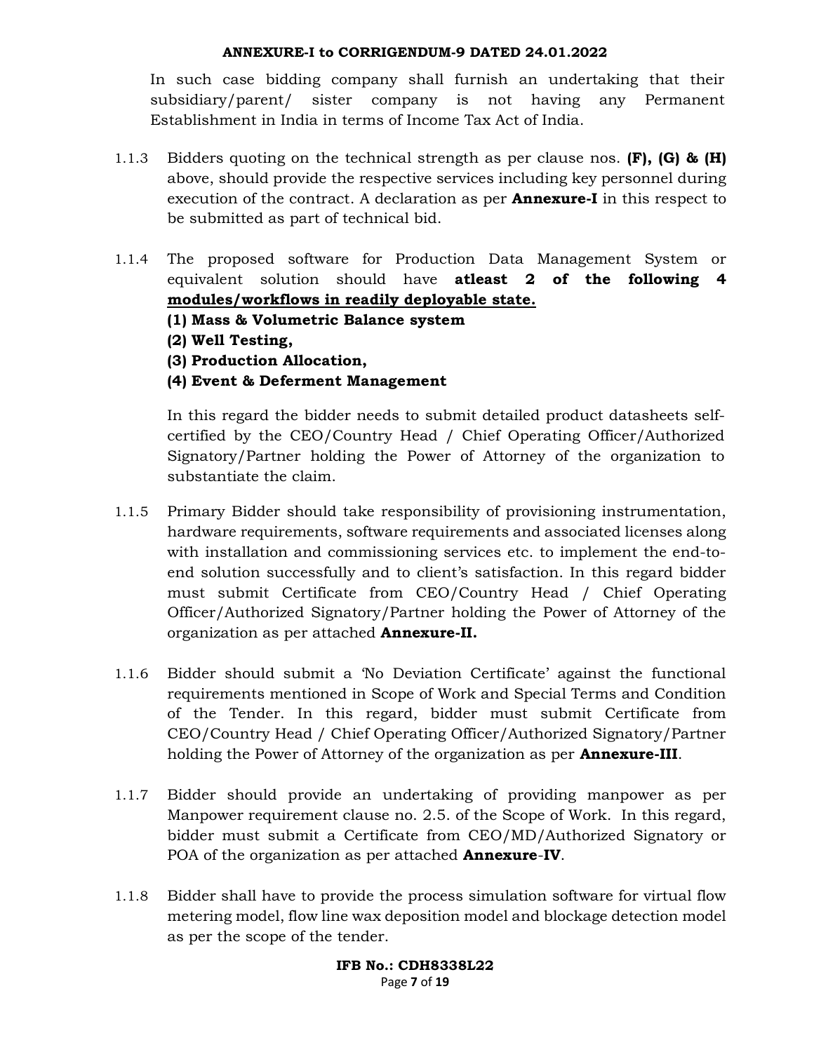In such case bidding company shall furnish an undertaking that their subsidiary/parent/ sister company is not having any Permanent Establishment in India in terms of Income Tax Act of India.

1.1.3 Bidders quoting on the technical strength as per clause nos. **(F), (G) & (H)** above, should provide the respective services including key personnel during execution of the contract. A declaration as per **Annexure-I** in this respect to be submitted as part of technical bid.

1.1.4 The proposed software for Production Data Management System or equivalent solution should have **atleast 2 of the following 4 <u>modules/workflows in readily deployable state.</u>**

**(1) Mass & Volumetric Balance system**

**(2) Well Testing,**

**(3) Production Allocation,**

**(4) Event & Deferment Management**

In this regard the bidder needs to submit detailed product datasheets self-certified by the CEO/Country Head / Chief Operating Officer/Authorized Signatory/Partner holding the Power of Attorney of the organization to substantiate the claim.

1.1.5 Primary Bidder should take responsibility of provisioning instrumentation, hardware requirements, software requirements and associated licenses along with installation and commissioning services etc. to implement the end-to-end solution successfully and to client's satisfaction. In this regard bidder must submit Certificate from CEO/Country Head / Chief Operating Officer/Authorized Signatory/Partner holding the Power of Attorney of the organization as per attached **Annexure-II.**

1.1.6 Bidder should submit a 'No Deviation Certificate' against the functional requirements mentioned in Scope of Work and Special Terms and Condition of the Tender. In this regard, bidder must submit Certificate from CEO/Country Head / Chief Operating Officer/Authorized Signatory/Partner holding the Power of Attorney of the organization as per **Annexure-III**.

1.1.7 Bidder should provide an undertaking of providing manpower as per Manpower requirement clause no. 2.5. of the Scope of Work. In this regard, bidder must submit a Certificate from CEO/MD/Authorized Signatory or POA of the organization as per attached **Annexure-IV**.

1.1.8 Bidder shall have to provide the process simulation software for virtual flow metering model, flow line wax deposition model and blockage detection model as per the scope of the tender.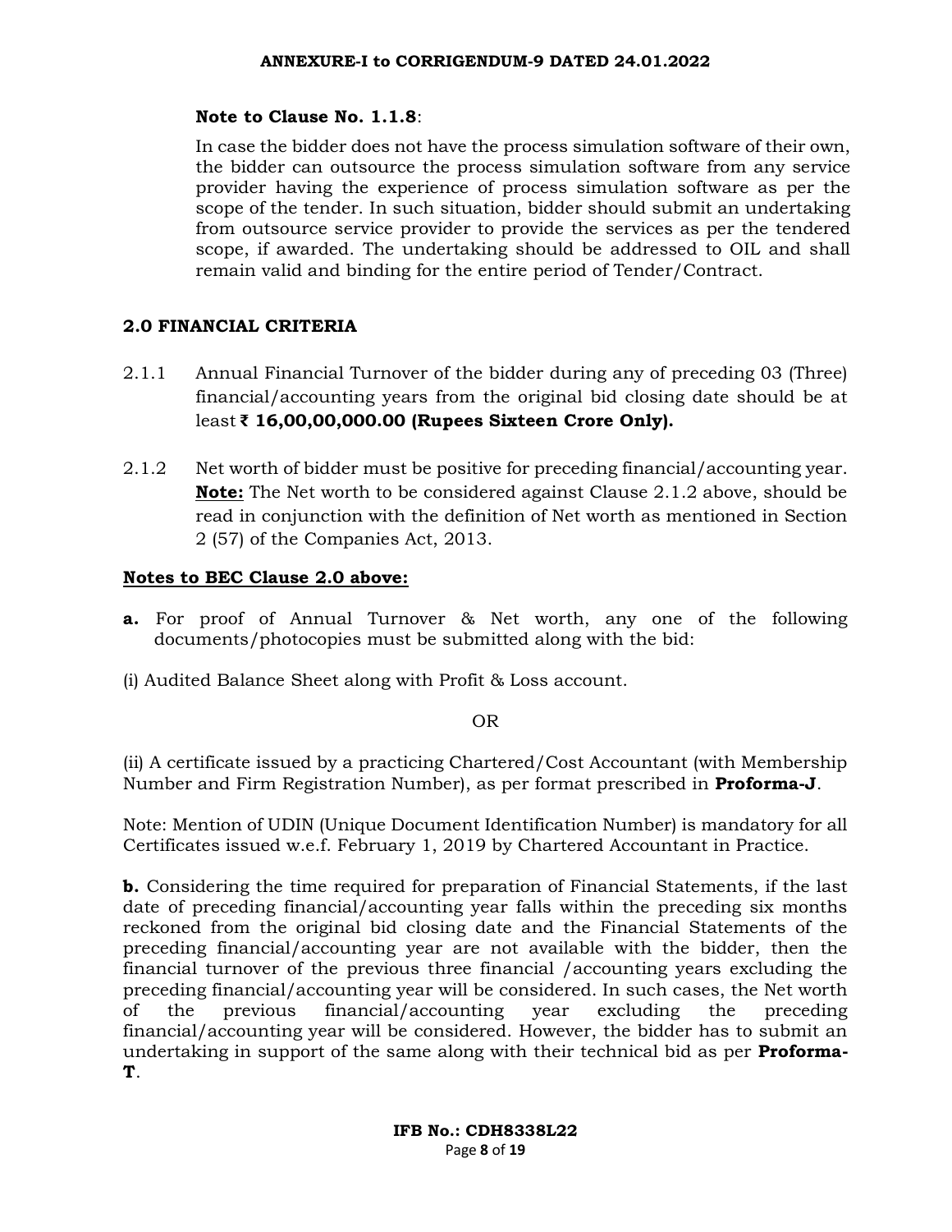**Note to Clause No. 1.1.8**:

In case the bidder does not have the process simulation software of their own, the bidder can outsource the process simulation software from any service provider having the experience of process simulation software as per the scope of the tender. In such situation, bidder should submit an undertaking from outsource service provider to provide the services as per the tendered scope, if awarded. The undertaking should be addressed to OIL and shall remain valid and binding for the entire period of Tender/Contract.

## 2.0 FINANCIAL CRITERIA

2.1.1 Annual Financial Turnover of the bidder during any of preceding 03 (Three) financial/accounting years from the original bid closing date should be at least **₹ 16,00,00,000.00 (Rupees Sixteen Crore Only).**

2.1.2 Net worth of bidder must be positive for preceding financial/accounting year. **Note:** The Net worth to be considered against Clause 2.1.2 above, should be read in conjunction with the definition of Net worth as mentioned in Section 2 (57) of the Companies Act, 2013.

**Notes to BEC Clause 2.0 above:**

**a.** For proof of Annual Turnover & Net worth, any one of the following documents/photocopies must be submitted along with the bid:

(i) Audited Balance Sheet along with Profit & Loss account.

OR

(ii) A certificate issued by a practicing Chartered/Cost Accountant (with Membership Number and Firm Registration Number), as per format prescribed in **Proforma-J**.

Note: Mention of UDIN (Unique Document Identification Number) is mandatory for all Certificates issued w.e.f. February 1, 2019 by Chartered Accountant in Practice.

**b.** Considering the time required for preparation of Financial Statements, if the last date of preceding financial/accounting year falls within the preceding six months reckoned from the original bid closing date and the Financial Statements of the preceding financial/accounting year are not available with the bidder, then the financial turnover of the previous three financial /accounting years excluding the preceding financial/accounting year will be considered. In such cases, the Net worth of the previous financial/accounting year excluding the preceding financial/accounting year will be considered. However, the bidder has to submit an undertaking in support of the same along with their technical bid as per **Proforma-T**.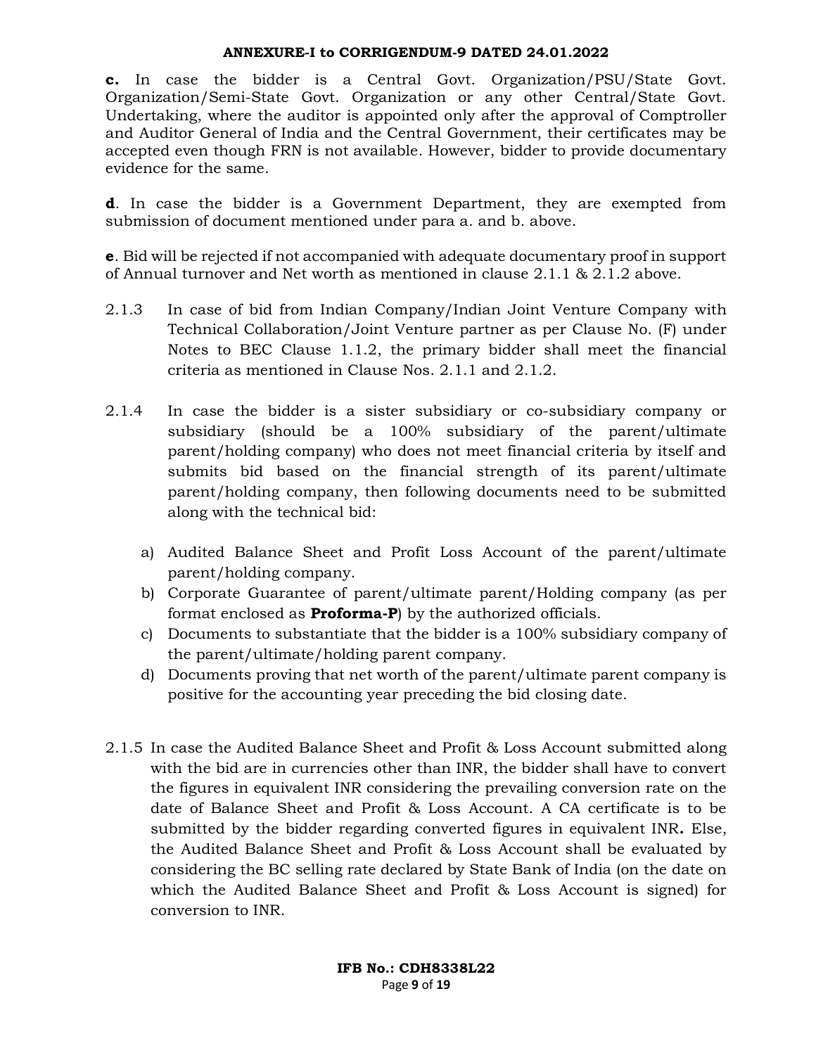**c.** In case the bidder is a Central Govt. Organization/PSU/State Govt. Organization/Semi-State Govt. Organization or any other Central/State Govt. Undertaking, where the auditor is appointed only after the approval of Comptroller and Auditor General of India and the Central Government, their certificates may be accepted even though FRN is not available. However, bidder to provide documentary evidence for the same.

**d**. In case the bidder is a Government Department, they are exempted from submission of document mentioned under para a. and b. above.

**e**. Bid will be rejected if not accompanied with adequate documentary proof in support of Annual turnover and Net worth as mentioned in clause 2.1.1 & 2.1.2 above.

2.1.3 In case of bid from Indian Company/Indian Joint Venture Company with Technical Collaboration/Joint Venture partner as per Clause No. (F) under Notes to BEC Clause 1.1.2, the primary bidder shall meet the financial criteria as mentioned in Clause Nos. 2.1.1 and 2.1.2.

2.1.4 In case the bidder is a sister subsidiary or co-subsidiary company or subsidiary (should be a 100% subsidiary of the parent/ultimate parent/holding company) who does not meet financial criteria by itself and submits bid based on the financial strength of its parent/ultimate parent/holding company, then following documents need to be submitted along with the technical bid:

a) Audited Balance Sheet and Profit Loss Account of the parent/ultimate parent/holding company.
b) Corporate Guarantee of parent/ultimate parent/Holding company (as per format enclosed as **Proforma-P**) by the authorized officials.
c) Documents to substantiate that the bidder is a 100% subsidiary company of the parent/ultimate/holding parent company.
d) Documents proving that net worth of the parent/ultimate parent company is positive for the accounting year preceding the bid closing date.

2.1.5 In case the Audited Balance Sheet and Profit & Loss Account submitted along with the bid are in currencies other than INR, the bidder shall have to convert the figures in equivalent INR considering the prevailing conversion rate on the date of Balance Sheet and Profit & Loss Account. A CA certificate is to be submitted by the bidder regarding converted figures in equivalent INR**.** Else, the Audited Balance Sheet and Profit & Loss Account shall be evaluated by considering the BC selling rate declared by State Bank of India (on the date on which the Audited Balance Sheet and Profit & Loss Account is signed) for conversion to INR.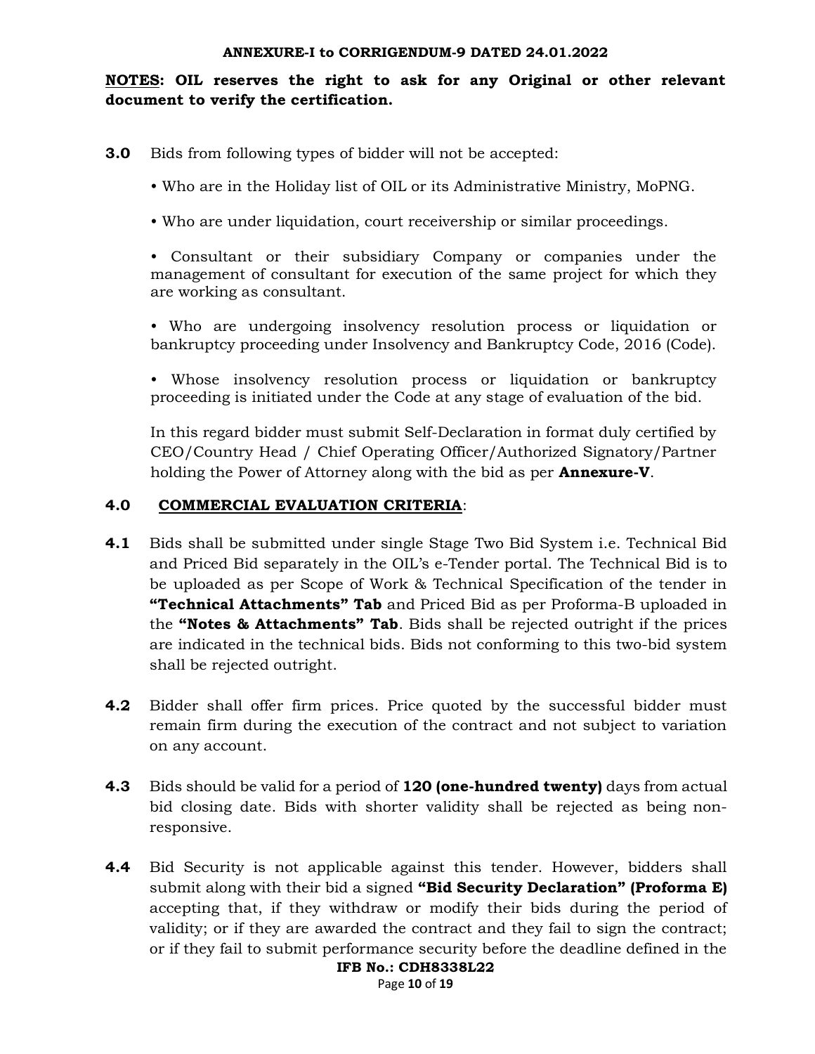**NOTES: OIL reserves the right to ask for any Original or other relevant document to verify the certification.**

**3.0** Bids from following types of bidder will not be accepted:

• Who are in the Holiday list of OIL or its Administrative Ministry, MoPNG.

• Who are under liquidation, court receivership or similar proceedings.

• Consultant or their subsidiary Company or companies under the management of consultant for execution of the same project for which they are working as consultant.

• Who are undergoing insolvency resolution process or liquidation or bankruptcy proceeding under Insolvency and Bankruptcy Code, 2016 (Code).

• Whose insolvency resolution process or liquidation or bankruptcy proceeding is initiated under the Code at any stage of evaluation of the bid.

In this regard bidder must submit Self-Declaration in format duly certified by CEO/Country Head / Chief Operating Officer/Authorized Signatory/Partner holding the Power of Attorney along with the bid as per **Annexure-V**.

## 4.0 COMMERCIAL EVALUATION CRITERIA:

**4.1** Bids shall be submitted under single Stage Two Bid System i.e. Technical Bid and Priced Bid separately in the OIL's e-Tender portal. The Technical Bid is to be uploaded as per Scope of Work & Technical Specification of the tender in **"Technical Attachments" Tab** and Priced Bid as per Proforma-B uploaded in the **"Notes & Attachments" Tab**. Bids shall be rejected outright if the prices are indicated in the technical bids. Bids not conforming to this two-bid system shall be rejected outright.

**4.2** Bidder shall offer firm prices. Price quoted by the successful bidder must remain firm during the execution of the contract and not subject to variation on any account.

**4.3** Bids should be valid for a period of **120 (one-hundred twenty)** days from actual bid closing date. Bids with shorter validity shall be rejected as being non-responsive.

**4.4** Bid Security is not applicable against this tender. However, bidders shall submit along with their bid a signed **"Bid Security Declaration" (Proforma E)** accepting that, if they withdraw or modify their bids during the period of validity; or if they are awarded the contract and they fail to sign the contract; or if they fail to submit performance security before the deadline defined in the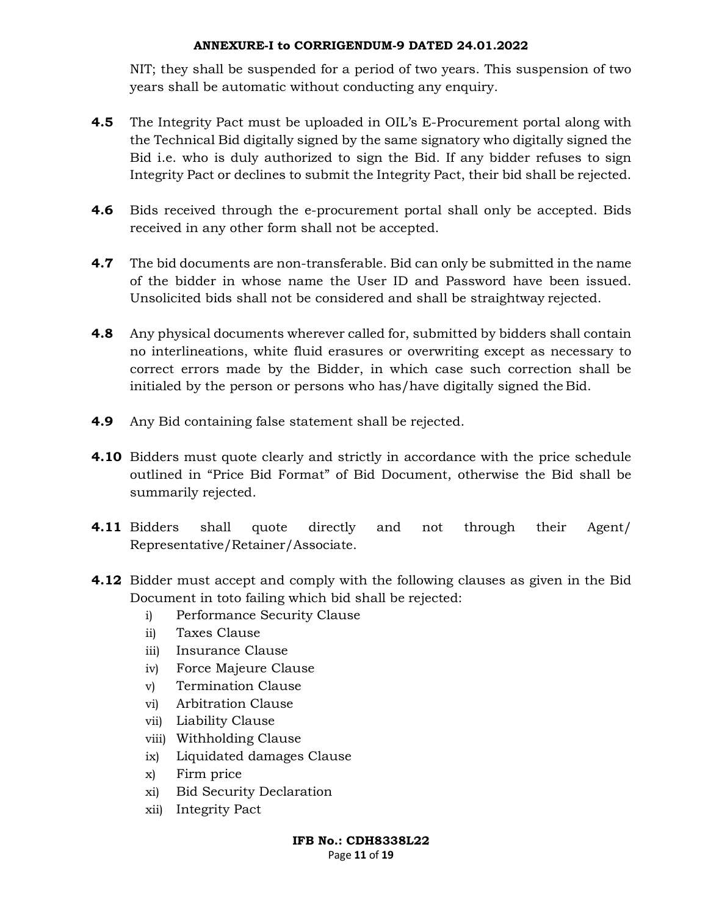NIT; they shall be suspended for a period of two years. This suspension of two years shall be automatic without conducting any enquiry.

**4.5** The Integrity Pact must be uploaded in OIL's E-Procurement portal along with the Technical Bid digitally signed by the same signatory who digitally signed the Bid i.e. who is duly authorized to sign the Bid. If any bidder refuses to sign Integrity Pact or declines to submit the Integrity Pact, their bid shall be rejected.

**4.6** Bids received through the e-procurement portal shall only be accepted. Bids received in any other form shall not be accepted.

**4.7** The bid documents are non-transferable. Bid can only be submitted in the name of the bidder in whose name the User ID and Password have been issued. Unsolicited bids shall not be considered and shall be straightway rejected.

**4.8** Any physical documents wherever called for, submitted by bidders shall contain no interlineations, white fluid erasures or overwriting except as necessary to correct errors made by the Bidder, in which case such correction shall be initialed by the person or persons who has/have digitally signed the Bid.

**4.9** Any Bid containing false statement shall be rejected.

**4.10** Bidders must quote clearly and strictly in accordance with the price schedule outlined in "Price Bid Format" of Bid Document, otherwise the Bid shall be summarily rejected.

**4.11** Bidders shall quote directly and not through their Agent/ Representative/Retainer/Associate.

**4.12** Bidder must accept and comply with the following clauses as given in the Bid Document in toto failing which bid shall be rejected:

i) Performance Security Clause
ii) Taxes Clause
iii) Insurance Clause
iv) Force Majeure Clause
v) Termination Clause
vi) Arbitration Clause
vii) Liability Clause
viii) Withholding Clause
ix) Liquidated damages Clause
x) Firm price
xi) Bid Security Declaration
xii) Integrity Pact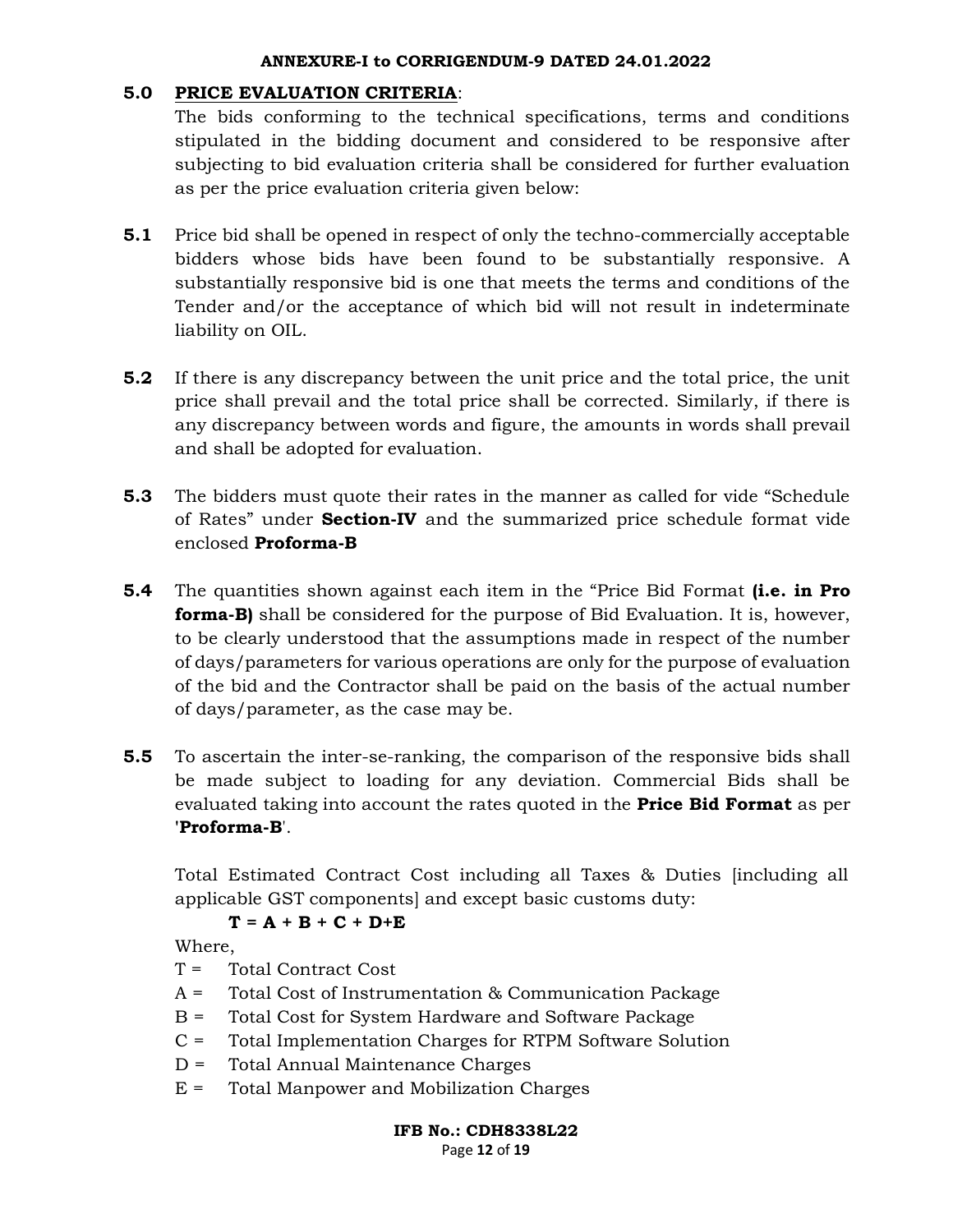## 5.0 PRICE EVALUATION CRITERIA:

The bids conforming to the technical specifications, terms and conditions stipulated in the bidding document and considered to be responsive after subjecting to bid evaluation criteria shall be considered for further evaluation as per the price evaluation criteria given below:

**5.1** Price bid shall be opened in respect of only the techno-commercially acceptable bidders whose bids have been found to be substantially responsive. A substantially responsive bid is one that meets the terms and conditions of the Tender and/or the acceptance of which bid will not result in indeterminate liability on OIL.

**5.2** If there is any discrepancy between the unit price and the total price, the unit price shall prevail and the total price shall be corrected. Similarly, if there is any discrepancy between words and figure, the amounts in words shall prevail and shall be adopted for evaluation.

**5.3** The bidders must quote their rates in the manner as called for vide "Schedule of Rates" under **Section-IV** and the summarized price schedule format vide enclosed **Proforma-B**

**5.4** The quantities shown against each item in the "Price Bid Format **(i.e. in Pro forma-B)** shall be considered for the purpose of Bid Evaluation. It is, however, to be clearly understood that the assumptions made in respect of the number of days/parameters for various operations are only for the purpose of evaluation of the bid and the Contractor shall be paid on the basis of the actual number of days/parameter, as the case may be.

**5.5** To ascertain the inter-se-ranking, the comparison of the responsive bids shall be made subject to loading for any deviation. Commercial Bids shall be evaluated taking into account the rates quoted in the **Price Bid Format** as per '**Proforma-B**'.

Total Estimated Contract Cost including all Taxes & Duties [including all applicable GST components] and except basic customs duty:

**T = A + B + C + D+E**

Where,

T = Total Contract Cost

A = Total Cost of Instrumentation & Communication Package

B = Total Cost for System Hardware and Software Package

C = Total Implementation Charges for RTPM Software Solution

D = Total Annual Maintenance Charges

E = Total Manpower and Mobilization Charges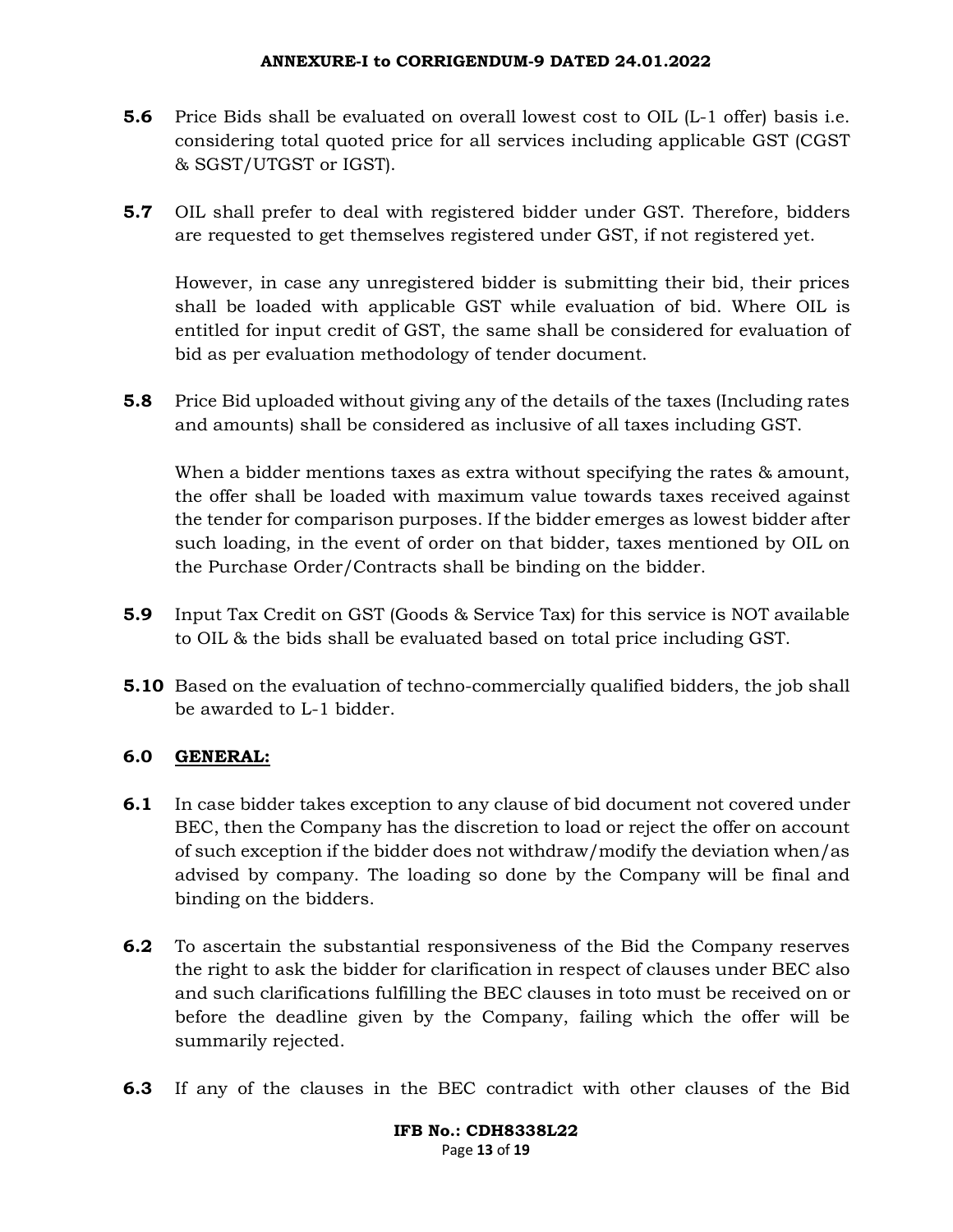**5.6** Price Bids shall be evaluated on overall lowest cost to OIL (L-1 offer) basis i.e. considering total quoted price for all services including applicable GST (CGST & SGST/UTGST or IGST).

**5.7** OIL shall prefer to deal with registered bidder under GST. Therefore, bidders are requested to get themselves registered under GST, if not registered yet.

However, in case any unregistered bidder is submitting their bid, their prices shall be loaded with applicable GST while evaluation of bid. Where OIL is entitled for input credit of GST, the same shall be considered for evaluation of bid as per evaluation methodology of tender document.

**5.8** Price Bid uploaded without giving any of the details of the taxes (Including rates and amounts) shall be considered as inclusive of all taxes including GST.

When a bidder mentions taxes as extra without specifying the rates & amount, the offer shall be loaded with maximum value towards taxes received against the tender for comparison purposes. If the bidder emerges as lowest bidder after such loading, in the event of order on that bidder, taxes mentioned by OIL on the Purchase Order/Contracts shall be binding on the bidder.

**5.9** Input Tax Credit on GST (Goods & Service Tax) for this service is NOT available to OIL & the bids shall be evaluated based on total price including GST.

**5.10** Based on the evaluation of techno-commercially qualified bidders, the job shall be awarded to L-1 bidder.

## 6.0 GENERAL:

**6.1** In case bidder takes exception to any clause of bid document not covered under BEC, then the Company has the discretion to load or reject the offer on account of such exception if the bidder does not withdraw/modify the deviation when/as advised by company. The loading so done by the Company will be final and binding on the bidders.

**6.2** To ascertain the substantial responsiveness of the Bid the Company reserves the right to ask the bidder for clarification in respect of clauses under BEC also and such clarifications fulfilling the BEC clauses in toto must be received on or before the deadline given by the Company, failing which the offer will be summarily rejected.

**6.3** If any of the clauses in the BEC contradict with other clauses of the Bid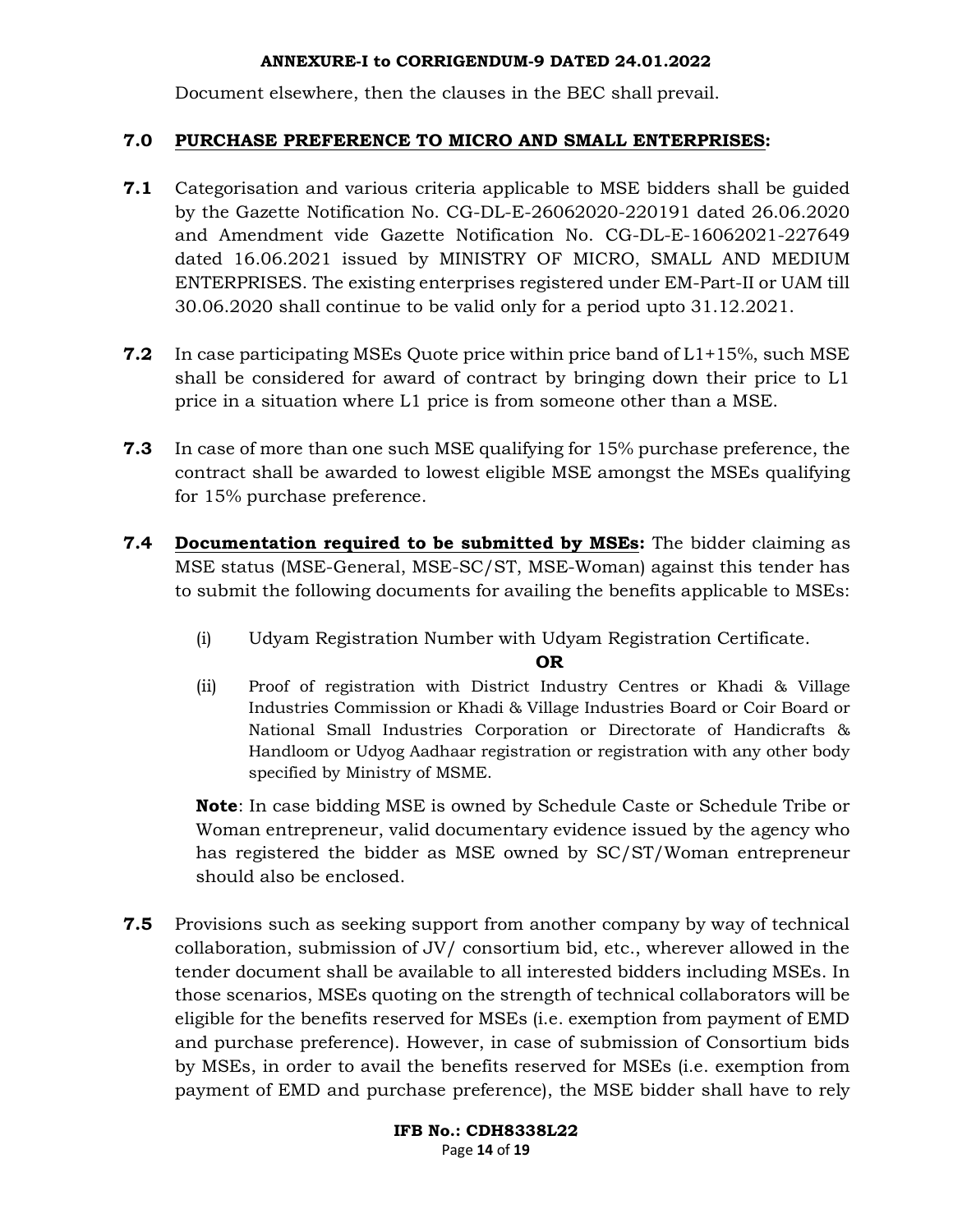Document elsewhere, then the clauses in the BEC shall prevail.

## 7.0 PURCHASE PREFERENCE TO MICRO AND SMALL ENTERPRISES:

**7.1** Categorisation and various criteria applicable to MSE bidders shall be guided by the Gazette Notification No. CG-DL-E-26062020-220191 dated 26.06.2020 and Amendment vide Gazette Notification No. CG-DL-E-16062021-227649 dated 16.06.2021 issued by MINISTRY OF MICRO, SMALL AND MEDIUM ENTERPRISES. The existing enterprises registered under EM-Part-II or UAM till 30.06.2020 shall continue to be valid only for a period upto 31.12.2021.

**7.2** In case participating MSEs Quote price within price band of L1+15%, such MSE shall be considered for award of contract by bringing down their price to L1 price in a situation where L1 price is from someone other than a MSE.

**7.3** In case of more than one such MSE qualifying for 15% purchase preference, the contract shall be awarded to lowest eligible MSE amongst the MSEs qualifying for 15% purchase preference.

**7.4** **Documentation required to be submitted by MSEs:** The bidder claiming as MSE status (MSE-General, MSE-SC/ST, MSE-Woman) against this tender has to submit the following documents for availing the benefits applicable to MSEs:

(i) Udyam Registration Number with Udyam Registration Certificate.

**OR**

(ii) Proof of registration with District Industry Centres or Khadi & Village Industries Commission or Khadi & Village Industries Board or Coir Board or National Small Industries Corporation or Directorate of Handicrafts & Handloom or Udyog Aadhaar registration or registration with any other body specified by Ministry of MSME.

**Note**: In case bidding MSE is owned by Schedule Caste or Schedule Tribe or Woman entrepreneur, valid documentary evidence issued by the agency who has registered the bidder as MSE owned by SC/ST/Woman entrepreneur should also be enclosed.

**7.5** Provisions such as seeking support from another company by way of technical collaboration, submission of JV/ consortium bid, etc., wherever allowed in the tender document shall be available to all interested bidders including MSEs. In those scenarios, MSEs quoting on the strength of technical collaborators will be eligible for the benefits reserved for MSEs (i.e. exemption from payment of EMD and purchase preference). However, in case of submission of Consortium bids by MSEs, in order to avail the benefits reserved for MSEs (i.e. exemption from payment of EMD and purchase preference), the MSE bidder shall have to rely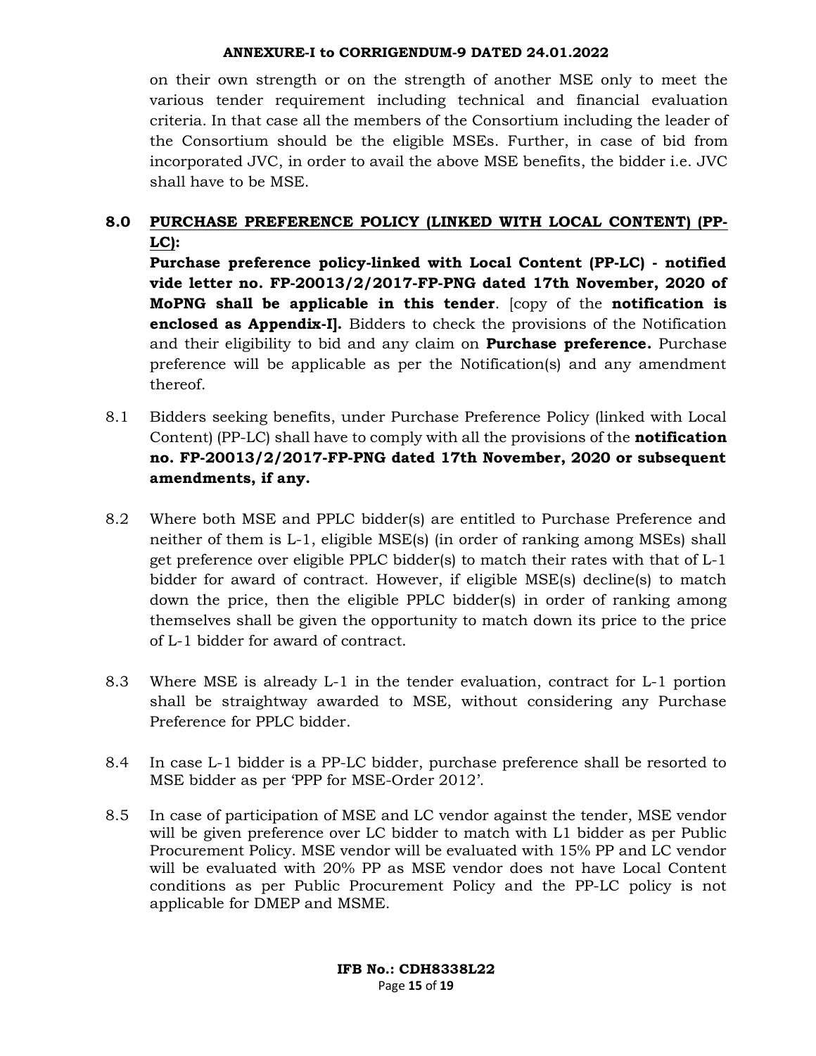on their own strength or on the strength of another MSE only to meet the various tender requirement including technical and financial evaluation criteria. In that case all the members of the Consortium including the leader of the Consortium should be the eligible MSEs. Further, in case of bid from incorporated JVC, in order to avail the above MSE benefits, the bidder i.e. JVC shall have to be MSE.

## 8.0 PURCHASE PREFERENCE POLICY (LINKED WITH LOCAL CONTENT) (PP-LC):

**Purchase preference policy-linked with Local Content (PP-LC) - notified vide letter no. FP-20013/2/2017-FP-PNG dated 17th November, 2020 of MoPNG shall be applicable in this tender**. [copy of the **notification is enclosed as Appendix-I].** Bidders to check the provisions of the Notification and their eligibility to bid and any claim on **Purchase preference.** Purchase preference will be applicable as per the Notification(s) and any amendment thereof.

8.1 Bidders seeking benefits, under Purchase Preference Policy (linked with Local Content) (PP-LC) shall have to comply with all the provisions of the **notification no. FP-20013/2/2017-FP-PNG dated 17th November, 2020 or subsequent amendments, if any.**

8.2 Where both MSE and PPLC bidder(s) are entitled to Purchase Preference and neither of them is L-1, eligible MSE(s) (in order of ranking among MSEs) shall get preference over eligible PPLC bidder(s) to match their rates with that of L-1 bidder for award of contract. However, if eligible MSE(s) decline(s) to match down the price, then the eligible PPLC bidder(s) in order of ranking among themselves shall be given the opportunity to match down its price to the price of L-1 bidder for award of contract.

8.3 Where MSE is already L-1 in the tender evaluation, contract for L-1 portion shall be straightway awarded to MSE, without considering any Purchase Preference for PPLC bidder.

8.4 In case L-1 bidder is a PP-LC bidder, purchase preference shall be resorted to MSE bidder as per 'PPP for MSE-Order 2012'.

8.5 In case of participation of MSE and LC vendor against the tender, MSE vendor will be given preference over LC bidder to match with L1 bidder as per Public Procurement Policy. MSE vendor will be evaluated with 15% PP and LC vendor will be evaluated with 20% PP as MSE vendor does not have Local Content conditions as per Public Procurement Policy and the PP-LC policy is not applicable for DMEP and MSME.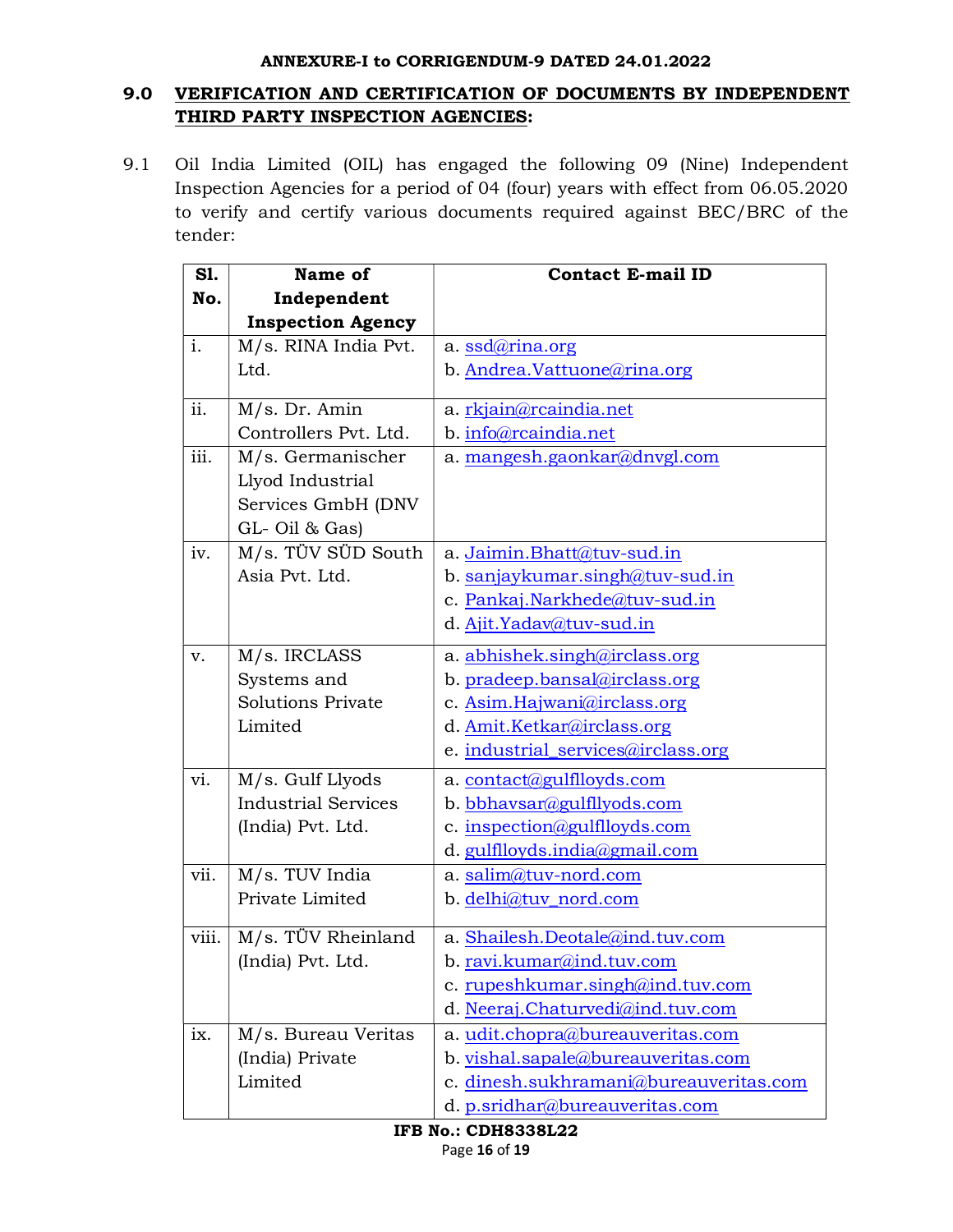**ANNEXURE-I to CORRIGENDUM-9 DATED 24.01.2022**

## 9.0 VERIFICATION AND CERTIFICATION OF DOCUMENTS BY INDEPENDENT THIRD PARTY INSPECTION AGENCIES:

9.1 Oil India Limited (OIL) has engaged the following 09 (Nine) Independent Inspection Agencies for a period of 04 (four) years with effect from 06.05.2020 to verify and certify various documents required against BEC/BRC of the tender:

| Sl. No. | Name of Independent Inspection Agency | Contact E-mail ID |
|---|---|---|
| i. | M/s. RINA India Pvt. Ltd. | a. ssd@rina.org<br>b. Andrea.Vattuone@rina.org |
| ii. | M/s. Dr. Amin Controllers Pvt. Ltd. | a. rkjain@rcaindia.net<br>b. info@rcaindia.net |
| iii. | M/s. Germanischer Llyod Industrial Services GmbH (DNV GL- Oil & Gas) | a. mangesh.gaonkar@dnvgl.com |
| iv. | M/s. TÜV SÜD South Asia Pvt. Ltd. | a. Jaimin.Bhatt@tuv-sud.in<br>b. sanjaykumar.singh@tuv-sud.in<br>c. Pankaj.Narkhede@tuv-sud.in<br>d. Ajit.Yadav@tuv-sud.in |
| v. | M/s. IRCLASS Systems and Solutions Private Limited | a. abhishek.singh@irclass.org<br>b. pradeep.bansal@irclass.org<br>c. Asim.Hajwani@irclass.org<br>d. Amit.Ketkar@irclass.org<br>e. industrial_services@irclass.org |
| vi. | M/s. Gulf Llyods Industrial Services (India) Pvt. Ltd. | a. contact@gulflloyds.com<br>b. bbhavsar@gulfllyods.com<br>c. inspection@gulflloyds.com<br>d. gulflloyds.india@gmail.com |
| vii. | M/s. TUV India Private Limited | a. salim@tuv-nord.com<br>b. delhi@tuv_nord.com |
| viii. | M/s. TÜV Rheinland (India) Pvt. Ltd. | a. Shailesh.Deotale@ind.tuv.com<br>b. ravi.kumar@ind.tuv.com<br>c. rupeshkumar.singh@ind.tuv.com<br>d. Neeraj.Chaturvedi@ind.tuv.com |
| ix. | M/s. Bureau Veritas (India) Private Limited | a. udit.chopra@bureauveritas.com<br>b. vishal.sapale@bureauveritas.com<br>c. dinesh.sukhramani@bureauveritas.com<br>d. p.sridhar@bureauveritas.com |

**IFB No.: CDH8338L22**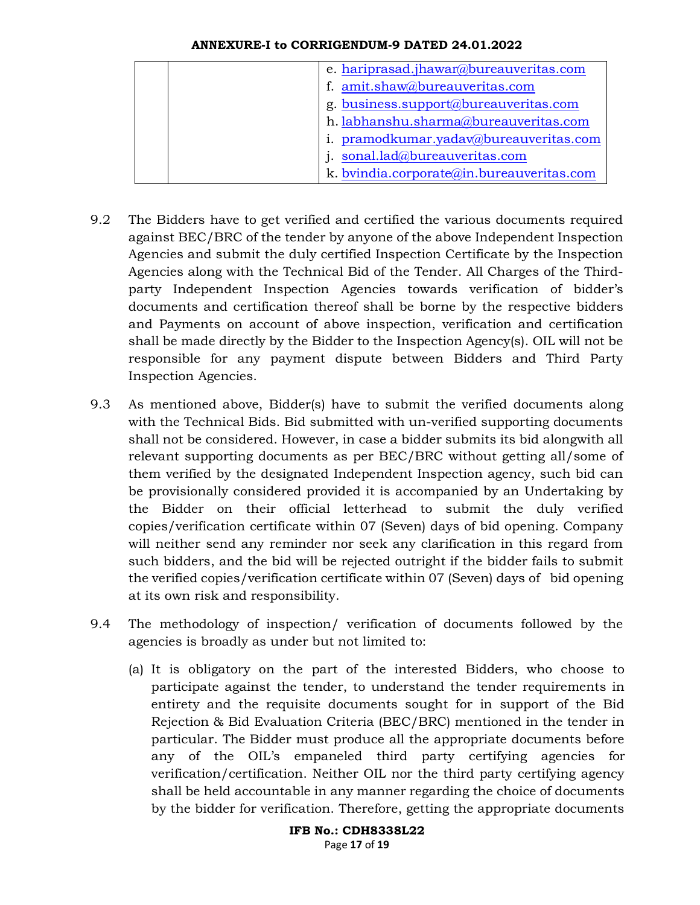| | | e. hariprasad.jhawar@bureauveritas.com<br>f. amit.shaw@bureauveritas.com<br>g. business.support@bureauveritas.com<br>h. labhanshu.sharma@bureauveritas.com<br>i. pramodkumar.yadav@bureauveritas.com<br>j. sonal.lad@bureauveritas.com<br>k. bvindia.corporate@in.bureauveritas.com |
|---|---|---|

9.2 The Bidders have to get verified and certified the various documents required against BEC/BRC of the tender by anyone of the above Independent Inspection Agencies and submit the duly certified Inspection Certificate by the Inspection Agencies along with the Technical Bid of the Tender. All Charges of the Third-party Independent Inspection Agencies towards verification of bidder's documents and certification thereof shall be borne by the respective bidders and Payments on account of above inspection, verification and certification shall be made directly by the Bidder to the Inspection Agency(s). OIL will not be responsible for any payment dispute between Bidders and Third Party Inspection Agencies.

9.3 As mentioned above, Bidder(s) have to submit the verified documents along with the Technical Bids. Bid submitted with un-verified supporting documents shall not be considered. However, in case a bidder submits its bid alongwith all relevant supporting documents as per BEC/BRC without getting all/some of them verified by the designated Independent Inspection agency, such bid can be provisionally considered provided it is accompanied by an Undertaking by the Bidder on their official letterhead to submit the duly verified copies/verification certificate within 07 (Seven) days of bid opening. Company will neither send any reminder nor seek any clarification in this regard from such bidders, and the bid will be rejected outright if the bidder fails to submit the verified copies/verification certificate within 07 (Seven) days of bid opening at its own risk and responsibility.

9.4 The methodology of inspection/ verification of documents followed by the agencies is broadly as under but not limited to:

(a) It is obligatory on the part of the interested Bidders, who choose to participate against the tender, to understand the tender requirements in entirety and the requisite documents sought for in support of the Bid Rejection & Bid Evaluation Criteria (BEC/BRC) mentioned in the tender in particular. The Bidder must produce all the appropriate documents before any of the OIL's empaneled third party certifying agencies for verification/certification. Neither OIL nor the third party certifying agency shall be held accountable in any manner regarding the choice of documents by the bidder for verification. Therefore, getting the appropriate documents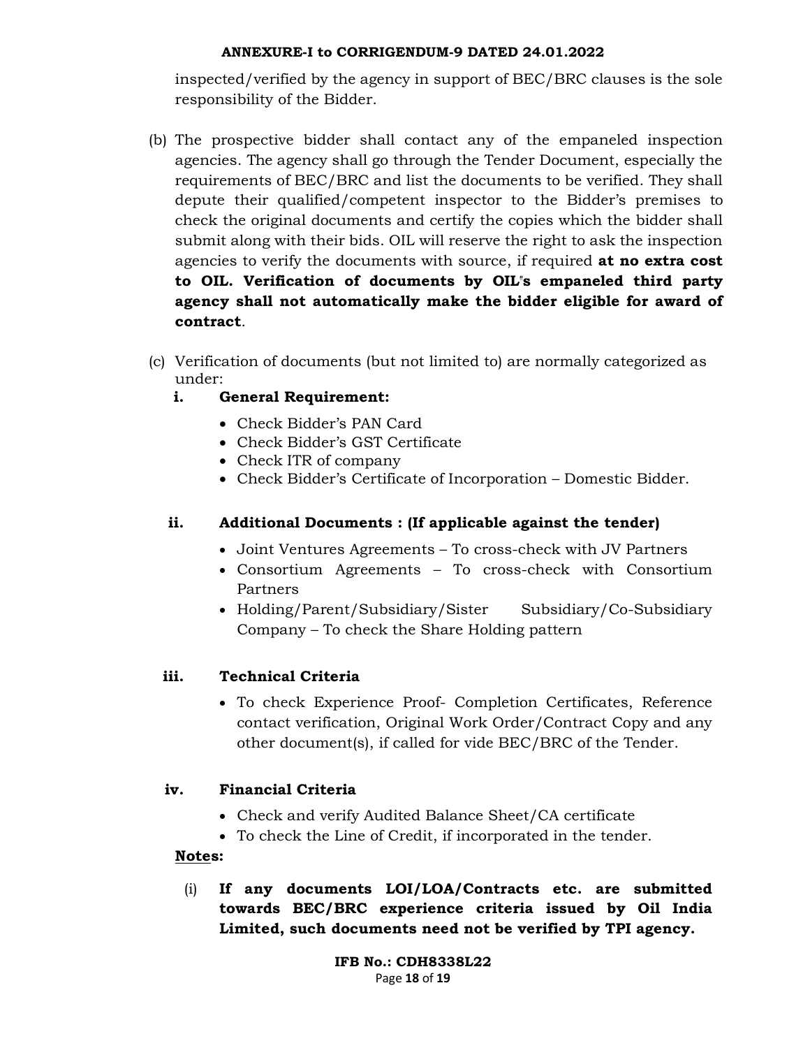inspected/verified by the agency in support of BEC/BRC clauses is the sole responsibility of the Bidder.

(b) The prospective bidder shall contact any of the empaneled inspection agencies. The agency shall go through the Tender Document, especially the requirements of BEC/BRC and list the documents to be verified. They shall depute their qualified/competent inspector to the Bidder's premises to check the original documents and certify the copies which the bidder shall submit along with their bids. OIL will reserve the right to ask the inspection agencies to verify the documents with source, if required **at no extra cost to OIL. Verification of documents by OIL"s empaneled third party agency shall not automatically make the bidder eligible for award of contract**.

(c) Verification of documents (but not limited to) are normally categorized as under:

**i. General Requirement:**

- Check Bidder's PAN Card
- Check Bidder's GST Certificate
- Check ITR of company
- Check Bidder's Certificate of Incorporation – Domestic Bidder.

**ii. Additional Documents : (If applicable against the tender)**

- Joint Ventures Agreements – To cross-check with JV Partners
- Consortium Agreements – To cross-check with Consortium Partners
- Holding/Parent/Subsidiary/Sister Subsidiary/Co-Subsidiary Company – To check the Share Holding pattern

**iii. Technical Criteria**

- To check Experience Proof- Completion Certificates, Reference contact verification, Original Work Order/Contract Copy and any other document(s), if called for vide BEC/BRC of the Tender.

**iv. Financial Criteria**

- Check and verify Audited Balance Sheet/CA certificate
- To check the Line of Credit, if incorporated in the tender.

**Notes:**

(i) **If any documents LOI/LOA/Contracts etc. are submitted towards BEC/BRC experience criteria issued by Oil India Limited, such documents need not be verified by TPI agency.**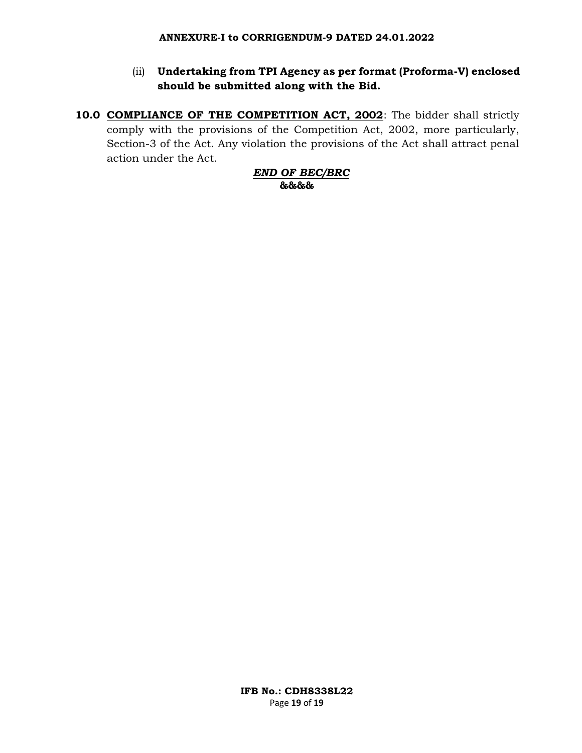(ii) **Undertaking from TPI Agency as per format (Proforma-V) enclosed should be submitted along with the Bid.**

**10.0 COMPLIANCE OF THE COMPETITION ACT, 2002**: The bidder shall strictly comply with the provisions of the Competition Act, 2002, more particularly, Section-3 of the Act. Any violation the provisions of the Act shall attract penal action under the Act.

***END OF BEC/BRC***

**&&&&**